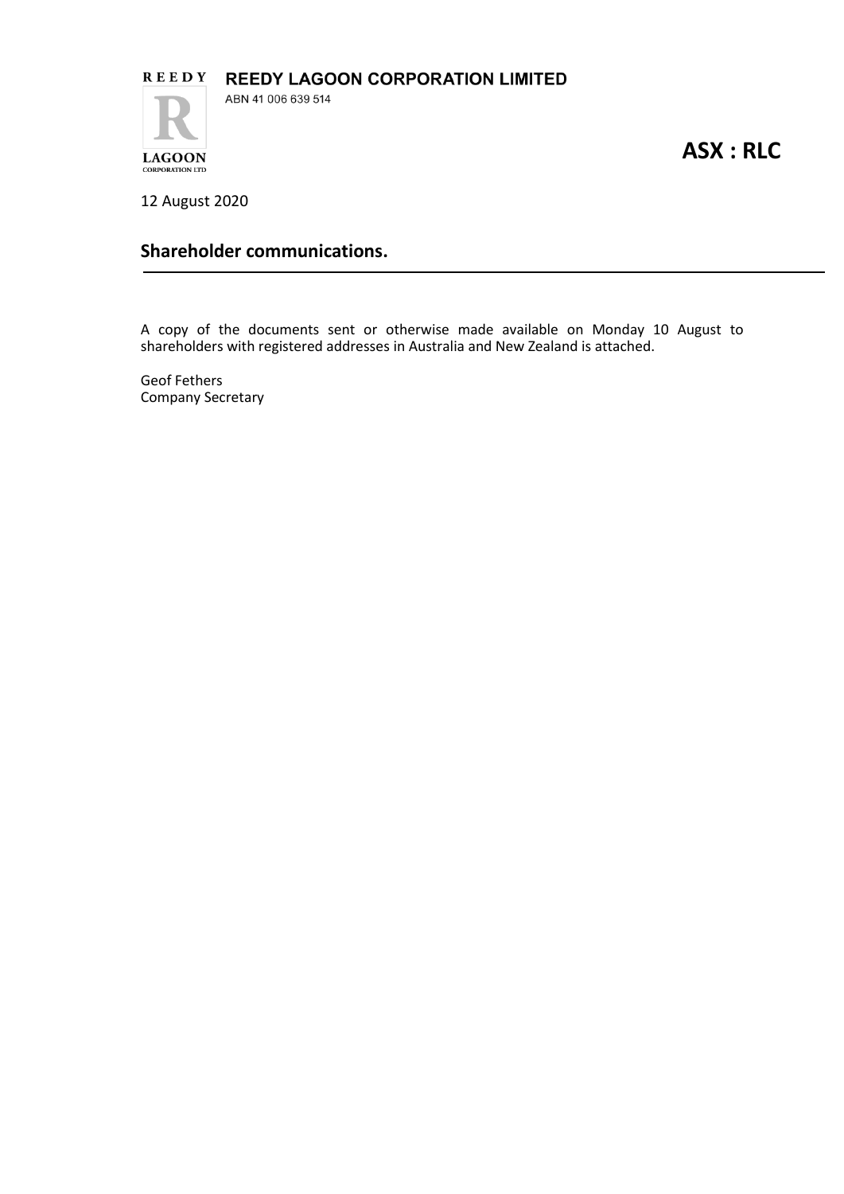REEDY

**REEDY LAGOON CORPORATION LIMITED**

ABN 41 006 639 514

LAGOON
CORPORATION LTD

**ASX : RLC**

12 August 2020

## Shareholder communications.

A copy of the documents sent or otherwise made available on Monday 10 August to shareholders with registered addresses in Australia and New Zealand is attached.

Geof Fethers
Company Secretary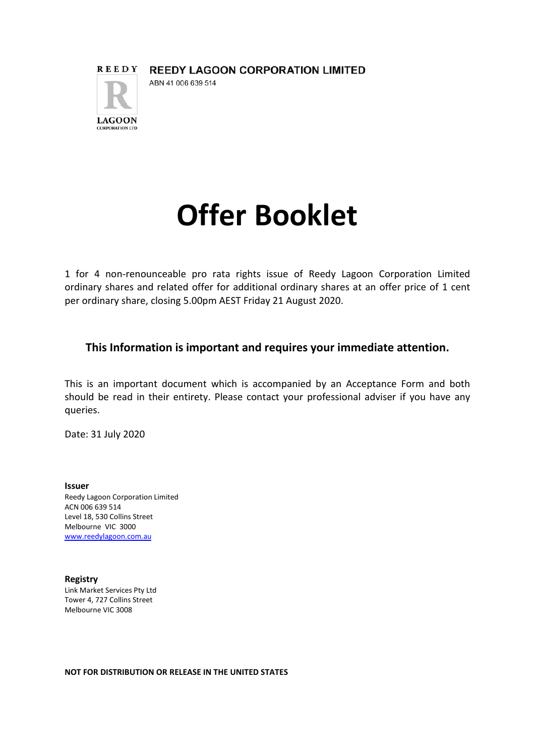REEDY

LAGOON

CORPORATION LTD

**REEDY LAGOON CORPORATION LIMITED**

ABN 41 006 639 514

# Offer Booklet

1 for 4 non-renounceable pro rata rights issue of Reedy Lagoon Corporation Limited ordinary shares and related offer for additional ordinary shares at an offer price of 1 cent per ordinary share, closing 5.00pm AEST Friday 21 August 2020.

### This Information is important and requires your immediate attention.

This is an important document which is accompanied by an Acceptance Form and both should be read in their entirety. Please contact your professional adviser if you have any queries.

Date: 31 July 2020

**Issuer**

Reedy Lagoon Corporation Limited
ACN 006 639 514
Level 18, 530 Collins Street
Melbourne VIC 3000
www.reedylagoon.com.au

**Registry**

Link Market Services Pty Ltd
Tower 4, 727 Collins Street
Melbourne VIC 3008

**NOT FOR DISTRIBUTION OR RELEASE IN THE UNITED STATES**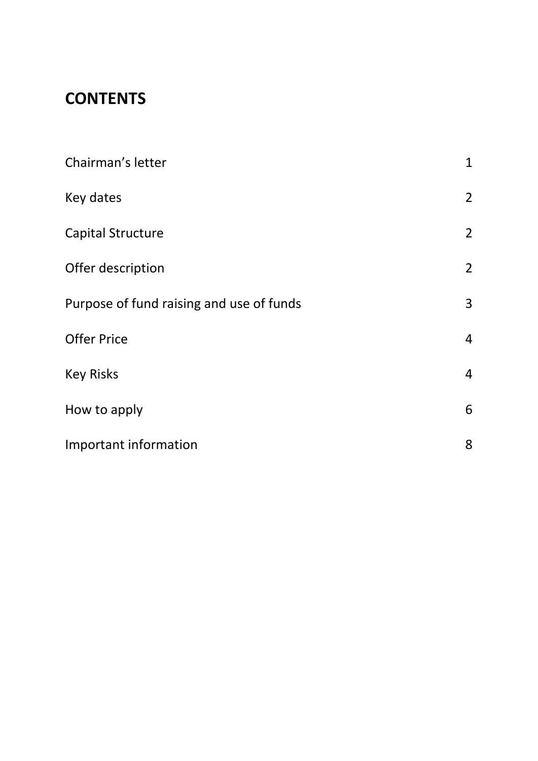# CONTENTS

| | |
|---|---|
| Chairman's letter | 1 |
| Key dates | 2 |
| Capital Structure | 2 |
| Offer description | 2 |
| Purpose of fund raising and use of funds | 3 |
| Offer Price | 4 |
| Key Risks | 4 |
| How to apply | 6 |
| Important information | 8 |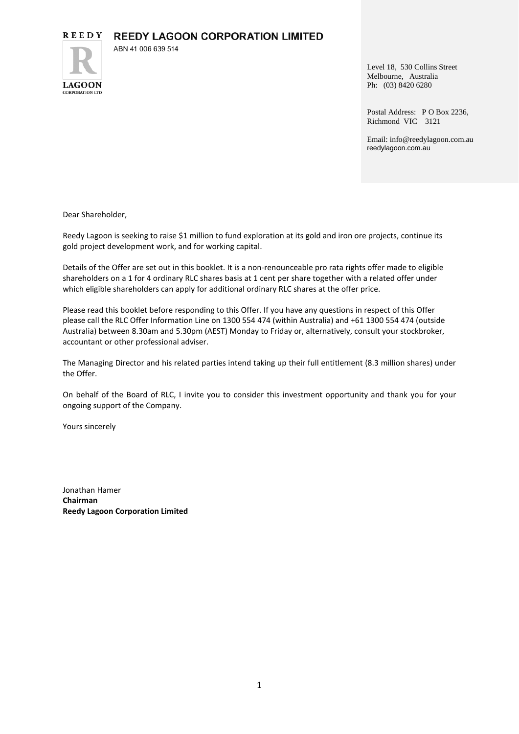# REEDY LAGOON CORPORATION LIMITED

ABN 41 006 639 514

Level 18, 530 Collins Street
Melbourne, Australia
Ph: (03) 8420 6280

Postal Address: P O Box 2236,
Richmond VIC 3121

Email: info@reedylagoon.com.au
reedylagoon.com.au

Dear Shareholder,

Reedy Lagoon is seeking to raise $1 million to fund exploration at its gold and iron ore projects, continue its gold project development work, and for working capital.

Details of the Offer are set out in this booklet. It is a non-renounceable pro rata rights offer made to eligible shareholders on a 1 for 4 ordinary RLC shares basis at 1 cent per share together with a related offer under which eligible shareholders can apply for additional ordinary RLC shares at the offer price.

Please read this booklet before responding to this Offer. If you have any questions in respect of this Offer please call the RLC Offer Information Line on 1300 554 474 (within Australia) and +61 1300 554 474 (outside Australia) between 8.30am and 5.30pm (AEST) Monday to Friday or, alternatively, consult your stockbroker, accountant or other professional adviser.

The Managing Director and his related parties intend taking up their full entitlement (8.3 million shares) under the Offer.

On behalf of the Board of RLC, I invite you to consider this investment opportunity and thank you for your ongoing support of the Company.

Yours sincerely

Jonathan Hamer
**Chairman**
**Reedy Lagoon Corporation Limited**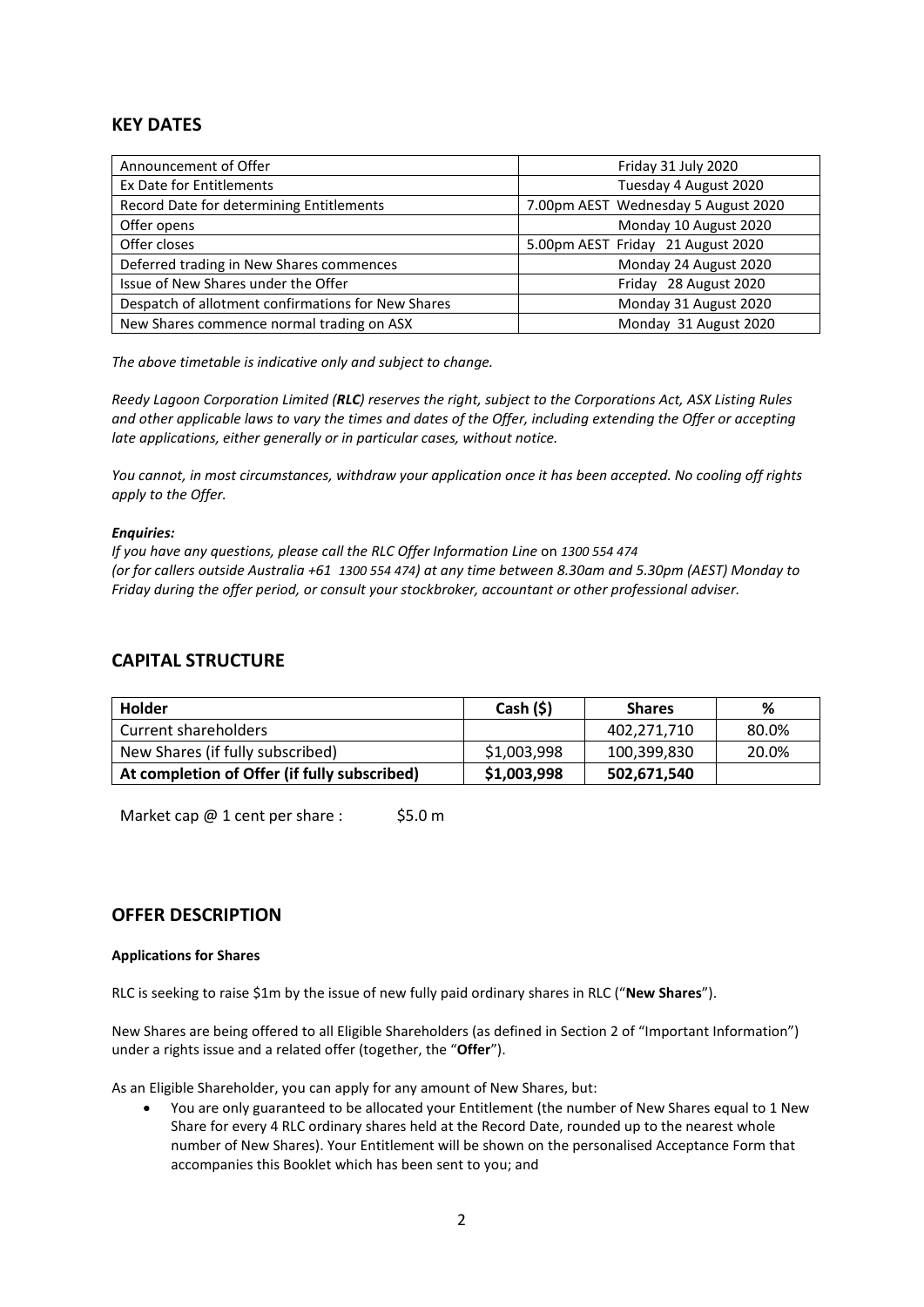## KEY DATES

| | |
|---|---|
| Announcement of Offer | Friday 31 July 2020 |
| Ex Date for Entitlements | Tuesday 4 August 2020 |
| Record Date for determining Entitlements | 7.00pm AEST Wednesday 5 August 2020 |
| Offer opens | Monday 10 August 2020 |
| Offer closes | 5.00pm AEST Friday 21 August 2020 |
| Deferred trading in New Shares commences | Monday 24 August 2020 |
| Issue of New Shares under the Offer | Friday 28 August 2020 |
| Despatch of allotment confirmations for New Shares | Monday 31 August 2020 |
| New Shares commence normal trading on ASX | Monday 31 August 2020 |

*The above timetable is indicative only and subject to change.*

*Reedy Lagoon Corporation Limited (**RLC**) reserves the right, subject to the Corporations Act, ASX Listing Rules and other applicable laws to vary the times and dates of the Offer, including extending the Offer or accepting late applications, either generally or in particular cases, without notice.*

*You cannot, in most circumstances, withdraw your application once it has been accepted. No cooling off rights apply to the Offer.*

***Enquiries:***

*If you have any questions, please call the RLC Offer Information Line* on *1300 554 474*
*(or for callers outside Australia +61 1300 554 474) at any time between 8.30am and 5.30pm (AEST) Monday to Friday during the offer period, or consult your stockbroker, accountant or other professional adviser.*

## CAPITAL STRUCTURE

| Holder | Cash ($) | Shares | % |
|---|---|---|---|
| Current shareholders | | 402,271,710 | 80.0% |
| New Shares (if fully subscribed) | $1,003,998 | 100,399,830 | 20.0% |
| **At completion of Offer (if fully subscribed)** | **$1,003,998** | **502,671,540** | |

Market cap @ 1 cent per share : $5.0 m

## OFFER DESCRIPTION

**Applications for Shares**

RLC is seeking to raise $1m by the issue of new fully paid ordinary shares in RLC ("**New Shares**").

New Shares are being offered to all Eligible Shareholders (as defined in Section 2 of "Important Information") under a rights issue and a related offer (together, the "**Offer**").

As an Eligible Shareholder, you can apply for any amount of New Shares, but:

- You are only guaranteed to be allocated your Entitlement (the number of New Shares equal to 1 New Share for every 4 RLC ordinary shares held at the Record Date, rounded up to the nearest whole number of New Shares). Your Entitlement will be shown on the personalised Acceptance Form that accompanies this Booklet which has been sent to you; and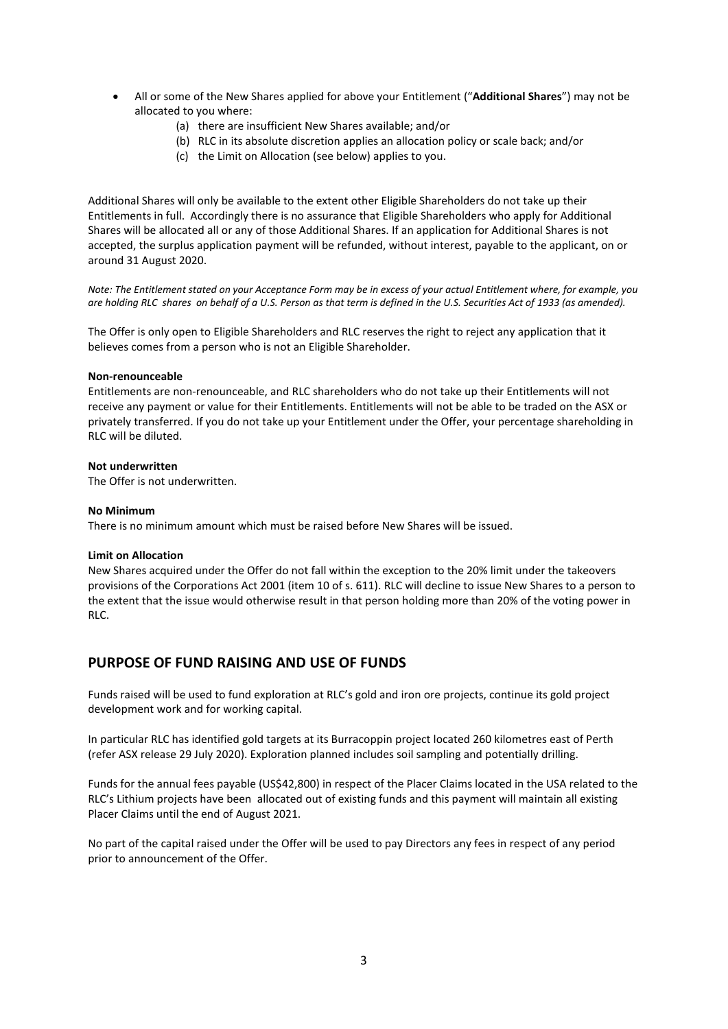- All or some of the New Shares applied for above your Entitlement ("**Additional Shares**") may not be allocated to you where:
  - (a) there are insufficient New Shares available; and/or
  - (b) RLC in its absolute discretion applies an allocation policy or scale back; and/or
  - (c) the Limit on Allocation (see below) applies to you.

Additional Shares will only be available to the extent other Eligible Shareholders do not take up their Entitlements in full. Accordingly there is no assurance that Eligible Shareholders who apply for Additional Shares will be allocated all or any of those Additional Shares. If an application for Additional Shares is not accepted, the surplus application payment will be refunded, without interest, payable to the applicant, on or around 31 August 2020.

*Note: The Entitlement stated on your Acceptance Form may be in excess of your actual Entitlement where, for example, you are holding RLC shares on behalf of a U.S. Person as that term is defined in the U.S. Securities Act of 1933 (as amended).*

The Offer is only open to Eligible Shareholders and RLC reserves the right to reject any application that it believes comes from a person who is not an Eligible Shareholder.

**Non-renounceable**

Entitlements are non-renounceable, and RLC shareholders who do not take up their Entitlements will not receive any payment or value for their Entitlements. Entitlements will not be able to be traded on the ASX or privately transferred. If you do not take up your Entitlement under the Offer, your percentage shareholding in RLC will be diluted.

**Not underwritten**

The Offer is not underwritten.

**No Minimum**

There is no minimum amount which must be raised before New Shares will be issued.

**Limit on Allocation**

New Shares acquired under the Offer do not fall within the exception to the 20% limit under the takeovers provisions of the Corporations Act 2001 (item 10 of s. 611). RLC will decline to issue New Shares to a person to the extent that the issue would otherwise result in that person holding more than 20% of the voting power in RLC.

## PURPOSE OF FUND RAISING AND USE OF FUNDS

Funds raised will be used to fund exploration at RLC's gold and iron ore projects, continue its gold project development work and for working capital.

In particular RLC has identified gold targets at its Burracoppin project located 260 kilometres east of Perth (refer ASX release 29 July 2020). Exploration planned includes soil sampling and potentially drilling.

Funds for the annual fees payable (US$42,800) in respect of the Placer Claims located in the USA related to the RLC's Lithium projects have been allocated out of existing funds and this payment will maintain all existing Placer Claims until the end of August 2021.

No part of the capital raised under the Offer will be used to pay Directors any fees in respect of any period prior to announcement of the Offer.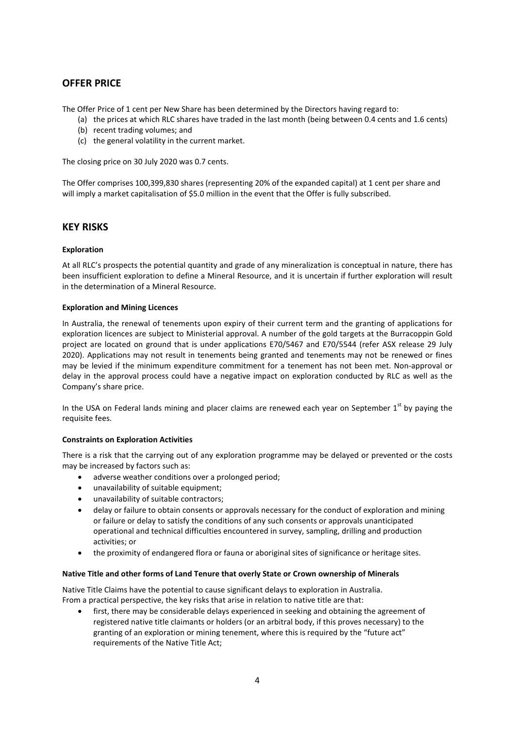## OFFER PRICE

The Offer Price of 1 cent per New Share has been determined by the Directors having regard to:

(a) the prices at which RLC shares have traded in the last month (being between 0.4 cents and 1.6 cents)
(b) recent trading volumes; and
(c) the general volatility in the current market.

The closing price on 30 July 2020 was 0.7 cents.

The Offer comprises 100,399,830 shares (representing 20% of the expanded capital) at 1 cent per share and will imply a market capitalisation of $5.0 million in the event that the Offer is fully subscribed.

## KEY RISKS

**Exploration**

At all RLC's prospects the potential quantity and grade of any mineralization is conceptual in nature, there has been insufficient exploration to define a Mineral Resource, and it is uncertain if further exploration will result in the determination of a Mineral Resource.

**Exploration and Mining Licences**

In Australia, the renewal of tenements upon expiry of their current term and the granting of applications for exploration licences are subject to Ministerial approval. A number of the gold targets at the Burracoppin Gold project are located on ground that is under applications E70/5467 and E70/5544 (refer ASX release 29 July 2020). Applications may not result in tenements being granted and tenements may not be renewed or fines may be levied if the minimum expenditure commitment for a tenement has not been met. Non-approval or delay in the approval process could have a negative impact on exploration conducted by RLC as well as the Company's share price.

In the USA on Federal lands mining and placer claims are renewed each year on September 1st by paying the requisite fees.

**Constraints on Exploration Activities**

There is a risk that the carrying out of any exploration programme may be delayed or prevented or the costs may be increased by factors such as:

- adverse weather conditions over a prolonged period;
- unavailability of suitable equipment;
- unavailability of suitable contractors;
- delay or failure to obtain consents or approvals necessary for the conduct of exploration and mining or failure or delay to satisfy the conditions of any such consents or approvals unanticipated operational and technical difficulties encountered in survey, sampling, drilling and production activities; or
- the proximity of endangered flora or fauna or aboriginal sites of significance or heritage sites.

**Native Title and other forms of Land Tenure that overly State or Crown ownership of Minerals**

Native Title Claims have the potential to cause significant delays to exploration in Australia.
From a practical perspective, the key risks that arise in relation to native title are that:

- first, there may be considerable delays experienced in seeking and obtaining the agreement of registered native title claimants or holders (or an arbitral body, if this proves necessary) to the granting of an exploration or mining tenement, where this is required by the "future act" requirements of the Native Title Act;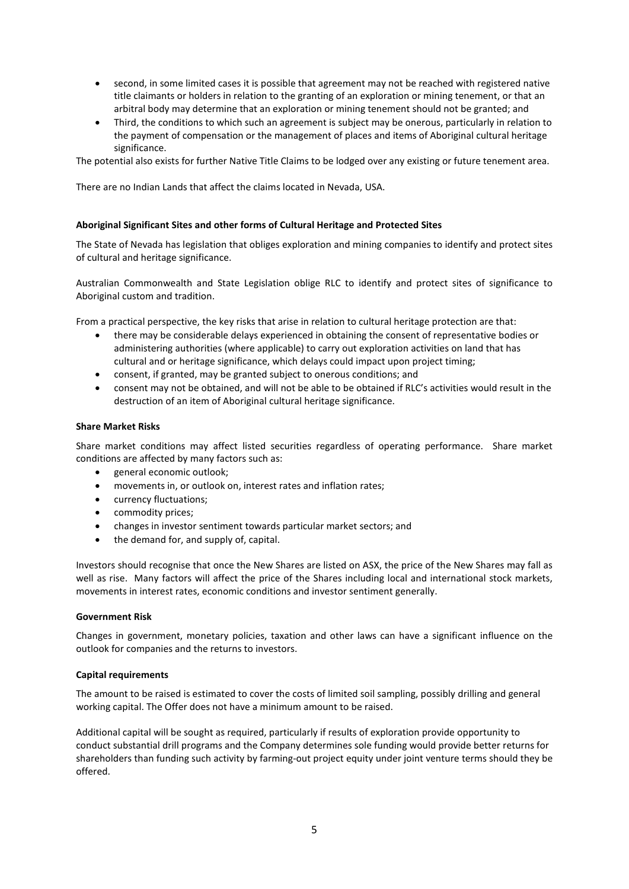- second, in some limited cases it is possible that agreement may not be reached with registered native title claimants or holders in relation to the granting of an exploration or mining tenement, or that an arbitral body may determine that an exploration or mining tenement should not be granted; and
- Third, the conditions to which such an agreement is subject may be onerous, particularly in relation to the payment of compensation or the management of places and items of Aboriginal cultural heritage significance.

The potential also exists for further Native Title Claims to be lodged over any existing or future tenement area.

There are no Indian Lands that affect the claims located in Nevada, USA.

**Aboriginal Significant Sites and other forms of Cultural Heritage and Protected Sites**

The State of Nevada has legislation that obliges exploration and mining companies to identify and protect sites of cultural and heritage significance.

Australian Commonwealth and State Legislation oblige RLC to identify and protect sites of significance to Aboriginal custom and tradition.

From a practical perspective, the key risks that arise in relation to cultural heritage protection are that:

- there may be considerable delays experienced in obtaining the consent of representative bodies or administering authorities (where applicable) to carry out exploration activities on land that has cultural and or heritage significance, which delays could impact upon project timing;
- consent, if granted, may be granted subject to onerous conditions; and
- consent may not be obtained, and will not be able to be obtained if RLC's activities would result in the destruction of an item of Aboriginal cultural heritage significance.

**Share Market Risks**

Share market conditions may affect listed securities regardless of operating performance. Share market conditions are affected by many factors such as:

- general economic outlook;
- movements in, or outlook on, interest rates and inflation rates;
- currency fluctuations;
- commodity prices;
- changes in investor sentiment towards particular market sectors; and
- the demand for, and supply of, capital.

Investors should recognise that once the New Shares are listed on ASX, the price of the New Shares may fall as well as rise. Many factors will affect the price of the Shares including local and international stock markets, movements in interest rates, economic conditions and investor sentiment generally.

**Government Risk**

Changes in government, monetary policies, taxation and other laws can have a significant influence on the outlook for companies and the returns to investors.

**Capital requirements**

The amount to be raised is estimated to cover the costs of limited soil sampling, possibly drilling and general working capital. The Offer does not have a minimum amount to be raised.

Additional capital will be sought as required, particularly if results of exploration provide opportunity to conduct substantial drill programs and the Company determines sole funding would provide better returns for shareholders than funding such activity by farming-out project equity under joint venture terms should they be offered.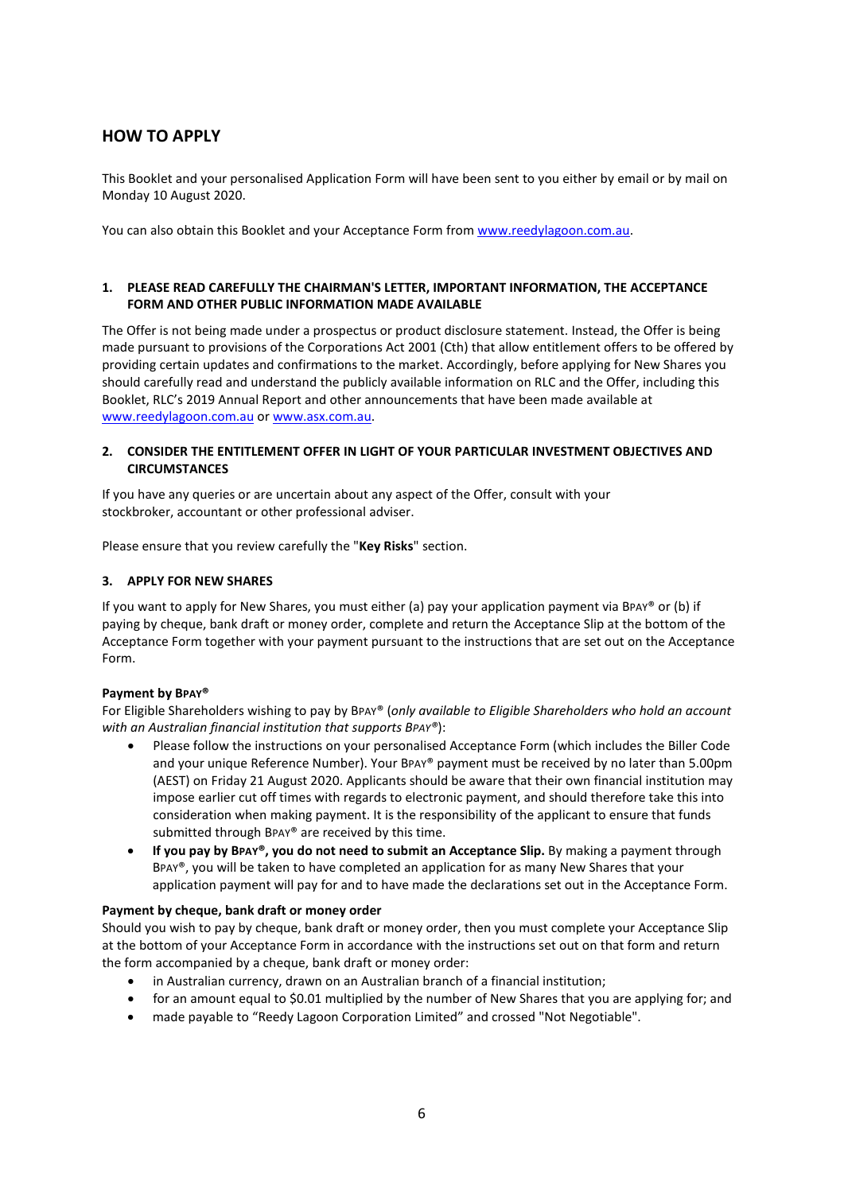## HOW TO APPLY

This Booklet and your personalised Application Form will have been sent to you either by email or by mail on Monday 10 August 2020.

You can also obtain this Booklet and your Acceptance Form from www.reedylagoon.com.au.

### 1. PLEASE READ CAREFULLY THE CHAIRMAN'S LETTER, IMPORTANT INFORMATION, THE ACCEPTANCE FORM AND OTHER PUBLIC INFORMATION MADE AVAILABLE

The Offer is not being made under a prospectus or product disclosure statement. Instead, the Offer is being made pursuant to provisions of the Corporations Act 2001 (Cth) that allow entitlement offers to be offered by providing certain updates and confirmations to the market. Accordingly, before applying for New Shares you should carefully read and understand the publicly available information on RLC and the Offer, including this Booklet, RLC's 2019 Annual Report and other announcements that have been made available at www.reedylagoon.com.au or www.asx.com.au.

### 2. CONSIDER THE ENTITLEMENT OFFER IN LIGHT OF YOUR PARTICULAR INVESTMENT OBJECTIVES AND CIRCUMSTANCES

If you have any queries or are uncertain about any aspect of the Offer, consult with your stockbroker, accountant or other professional adviser.

Please ensure that you review carefully the "**Key Risks**" section.

### 3. APPLY FOR NEW SHARES

If you want to apply for New Shares, you must either (a) pay your application payment via BPAY® or (b) if paying by cheque, bank draft or money order, complete and return the Acceptance Slip at the bottom of the Acceptance Form together with your payment pursuant to the instructions that are set out on the Acceptance Form.

**Payment by BPAY®**

For Eligible Shareholders wishing to pay by BPAY® (*only available to Eligible Shareholders who hold an account with an Australian financial institution that supports BPAY®*):

- Please follow the instructions on your personalised Acceptance Form (which includes the Biller Code and your unique Reference Number). Your BPAY® payment must be received by no later than 5.00pm (AEST) on Friday 21 August 2020. Applicants should be aware that their own financial institution may impose earlier cut off times with regards to electronic payment, and should therefore take this into consideration when making payment. It is the responsibility of the applicant to ensure that funds submitted through BPAY® are received by this time.
- **If you pay by BPAY®, you do not need to submit an Acceptance Slip.** By making a payment through BPAY®, you will be taken to have completed an application for as many New Shares that your application payment will pay for and to have made the declarations set out in the Acceptance Form.

**Payment by cheque, bank draft or money order**

Should you wish to pay by cheque, bank draft or money order, then you must complete your Acceptance Slip at the bottom of your Acceptance Form in accordance with the instructions set out on that form and return the form accompanied by a cheque, bank draft or money order:

- in Australian currency, drawn on an Australian branch of a financial institution;
- for an amount equal to $0.01 multiplied by the number of New Shares that you are applying for; and
- made payable to "Reedy Lagoon Corporation Limited" and crossed "Not Negotiable".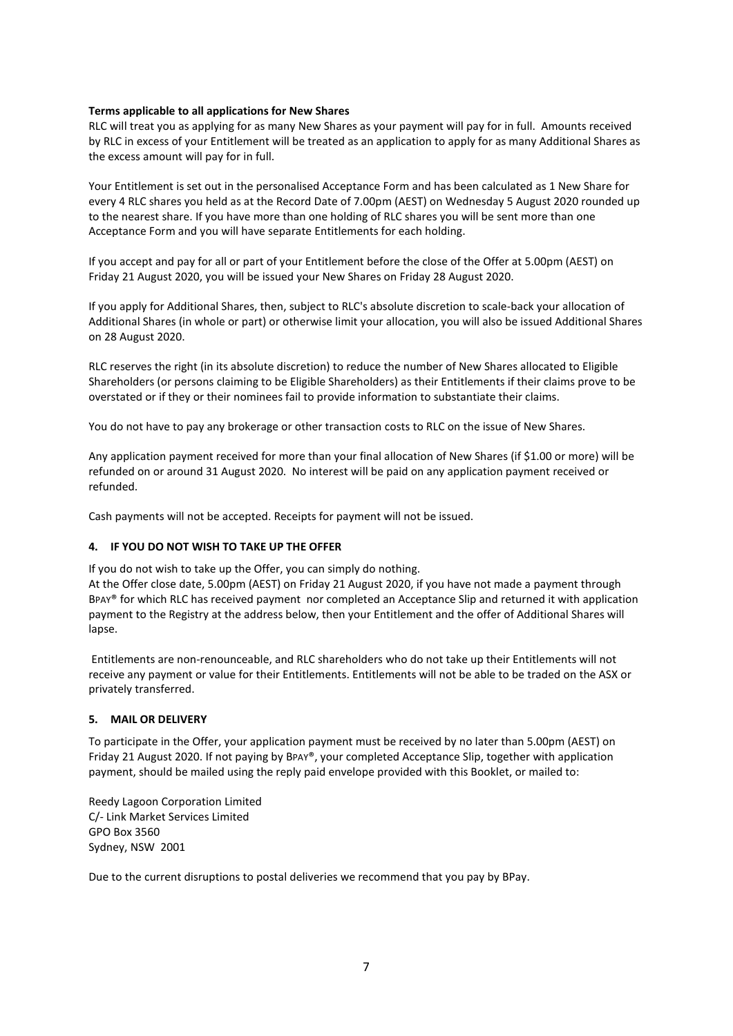**Terms applicable to all applications for New Shares**

RLC will treat you as applying for as many New Shares as your payment will pay for in full. Amounts received by RLC in excess of your Entitlement will be treated as an application to apply for as many Additional Shares as the excess amount will pay for in full.

Your Entitlement is set out in the personalised Acceptance Form and has been calculated as 1 New Share for every 4 RLC shares you held as at the Record Date of 7.00pm (AEST) on Wednesday 5 August 2020 rounded up to the nearest share. If you have more than one holding of RLC shares you will be sent more than one Acceptance Form and you will have separate Entitlements for each holding.

If you accept and pay for all or part of your Entitlement before the close of the Offer at 5.00pm (AEST) on Friday 21 August 2020, you will be issued your New Shares on Friday 28 August 2020.

If you apply for Additional Shares, then, subject to RLC's absolute discretion to scale-back your allocation of Additional Shares (in whole or part) or otherwise limit your allocation, you will also be issued Additional Shares on 28 August 2020.

RLC reserves the right (in its absolute discretion) to reduce the number of New Shares allocated to Eligible Shareholders (or persons claiming to be Eligible Shareholders) as their Entitlements if their claims prove to be overstated or if they or their nominees fail to provide information to substantiate their claims.

You do not have to pay any brokerage or other transaction costs to RLC on the issue of New Shares.

Any application payment received for more than your final allocation of New Shares (if $1.00 or more) will be refunded on or around 31 August 2020. No interest will be paid on any application payment received or refunded.

Cash payments will not be accepted. Receipts for payment will not be issued.

## 4. IF YOU DO NOT WISH TO TAKE UP THE OFFER

If you do not wish to take up the Offer, you can simply do nothing.
At the Offer close date, 5.00pm (AEST) on Friday 21 August 2020, if you have not made a payment through BPAY® for which RLC has received payment nor completed an Acceptance Slip and returned it with application payment to the Registry at the address below, then your Entitlement and the offer of Additional Shares will lapse.

Entitlements are non-renounceable, and RLC shareholders who do not take up their Entitlements will not receive any payment or value for their Entitlements. Entitlements will not be able to be traded on the ASX or privately transferred.

## 5. MAIL OR DELIVERY

To participate in the Offer, your application payment must be received by no later than 5.00pm (AEST) on Friday 21 August 2020. If not paying by BPAY®, your completed Acceptance Slip, together with application payment, should be mailed using the reply paid envelope provided with this Booklet, or mailed to:

Reedy Lagoon Corporation Limited
C/- Link Market Services Limited
GPO Box 3560
Sydney, NSW 2001

Due to the current disruptions to postal deliveries we recommend that you pay by BPay.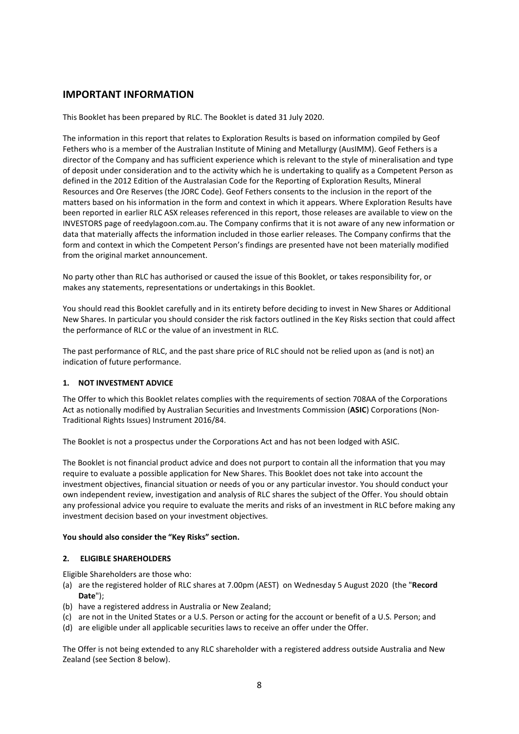## IMPORTANT INFORMATION

This Booklet has been prepared by RLC. The Booklet is dated 31 July 2020.

The information in this report that relates to Exploration Results is based on information compiled by Geof Fethers who is a member of the Australian Institute of Mining and Metallurgy (AusIMM). Geof Fethers is a director of the Company and has sufficient experience which is relevant to the style of mineralisation and type of deposit under consideration and to the activity which he is undertaking to qualify as a Competent Person as defined in the 2012 Edition of the Australasian Code for the Reporting of Exploration Results, Mineral Resources and Ore Reserves (the JORC Code). Geof Fethers consents to the inclusion in the report of the matters based on his information in the form and context in which it appears. Where Exploration Results have been reported in earlier RLC ASX releases referenced in this report, those releases are available to view on the INVESTORS page of reedylagoon.com.au. The Company confirms that it is not aware of any new information or data that materially affects the information included in those earlier releases. The Company confirms that the form and context in which the Competent Person's findings are presented have not been materially modified from the original market announcement.

No party other than RLC has authorised or caused the issue of this Booklet, or takes responsibility for, or makes any statements, representations or undertakings in this Booklet.

You should read this Booklet carefully and in its entirety before deciding to invest in New Shares or Additional New Shares. In particular you should consider the risk factors outlined in the Key Risks section that could affect the performance of RLC or the value of an investment in RLC.

The past performance of RLC, and the past share price of RLC should not be relied upon as (and is not) an indication of future performance.

### 1. NOT INVESTMENT ADVICE

The Offer to which this Booklet relates complies with the requirements of section 708AA of the Corporations Act as notionally modified by Australian Securities and Investments Commission (**ASIC**) Corporations (Non-Traditional Rights Issues) Instrument 2016/84.

The Booklet is not a prospectus under the Corporations Act and has not been lodged with ASIC.

The Booklet is not financial product advice and does not purport to contain all the information that you may require to evaluate a possible application for New Shares. This Booklet does not take into account the investment objectives, financial situation or needs of you or any particular investor. You should conduct your own independent review, investigation and analysis of RLC shares the subject of the Offer. You should obtain any professional advice you require to evaluate the merits and risks of an investment in RLC before making any investment decision based on your investment objectives.

**You should also consider the "Key Risks" section.**

### 2. ELIGIBLE SHAREHOLDERS

Eligible Shareholders are those who:

(a) are the registered holder of RLC shares at 7.00pm (AEST) on Wednesday 5 August 2020 (the "**Record Date**");
(b) have a registered address in Australia or New Zealand;
(c) are not in the United States or a U.S. Person or acting for the account or benefit of a U.S. Person; and
(d) are eligible under all applicable securities laws to receive an offer under the Offer.

The Offer is not being extended to any RLC shareholder with a registered address outside Australia and New Zealand (see Section 8 below).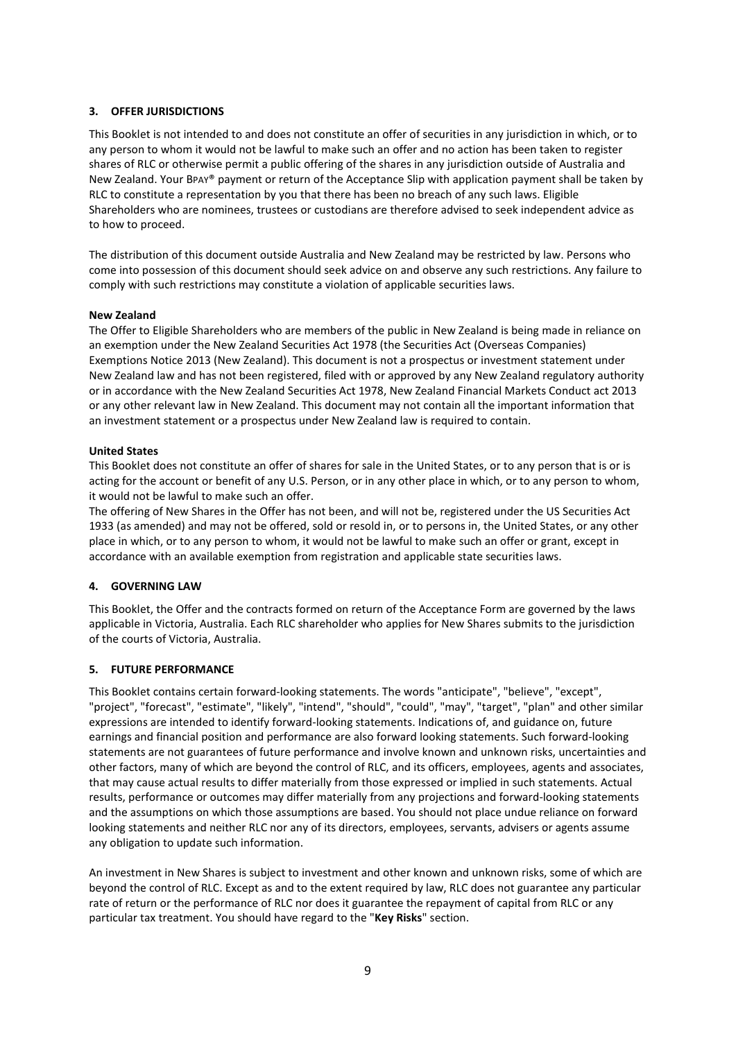### 3. OFFER JURISDICTIONS

This Booklet is not intended to and does not constitute an offer of securities in any jurisdiction in which, or to any person to whom it would not be lawful to make such an offer and no action has been taken to register shares of RLC or otherwise permit a public offering of the shares in any jurisdiction outside of Australia and New Zealand. Your BPAY® payment or return of the Acceptance Slip with application payment shall be taken by RLC to constitute a representation by you that there has been no breach of any such laws. Eligible Shareholders who are nominees, trustees or custodians are therefore advised to seek independent advice as to how to proceed.

The distribution of this document outside Australia and New Zealand may be restricted by law. Persons who come into possession of this document should seek advice on and observe any such restrictions. Any failure to comply with such restrictions may constitute a violation of applicable securities laws.

**New Zealand**
The Offer to Eligible Shareholders who are members of the public in New Zealand is being made in reliance on an exemption under the New Zealand Securities Act 1978 (the Securities Act (Overseas Companies) Exemptions Notice 2013 (New Zealand). This document is not a prospectus or investment statement under New Zealand law and has not been registered, filed with or approved by any New Zealand regulatory authority or in accordance with the New Zealand Securities Act 1978, New Zealand Financial Markets Conduct act 2013 or any other relevant law in New Zealand. This document may not contain all the important information that an investment statement or a prospectus under New Zealand law is required to contain.

**United States**
This Booklet does not constitute an offer of shares for sale in the United States, or to any person that is or is acting for the account or benefit of any U.S. Person, or in any other place in which, or to any person to whom, it would not be lawful to make such an offer.
The offering of New Shares in the Offer has not been, and will not be, registered under the US Securities Act 1933 (as amended) and may not be offered, sold or resold in, or to persons in, the United States, or any other place in which, or to any person to whom, it would not be lawful to make such an offer or grant, except in accordance with an available exemption from registration and applicable state securities laws.

### 4. GOVERNING LAW

This Booklet, the Offer and the contracts formed on return of the Acceptance Form are governed by the laws applicable in Victoria, Australia. Each RLC shareholder who applies for New Shares submits to the jurisdiction of the courts of Victoria, Australia.

### 5. FUTURE PERFORMANCE

This Booklet contains certain forward-looking statements. The words "anticipate", "believe", "except", "project", "forecast", "estimate", "likely", "intend", "should", "could", "may", "target", "plan" and other similar expressions are intended to identify forward-looking statements. Indications of, and guidance on, future earnings and financial position and performance are also forward looking statements. Such forward-looking statements are not guarantees of future performance and involve known and unknown risks, uncertainties and other factors, many of which are beyond the control of RLC, and its officers, employees, agents and associates, that may cause actual results to differ materially from those expressed or implied in such statements. Actual results, performance or outcomes may differ materially from any projections and forward-looking statements and the assumptions on which those assumptions are based. You should not place undue reliance on forward looking statements and neither RLC nor any of its directors, employees, servants, advisers or agents assume any obligation to update such information.

An investment in New Shares is subject to investment and other known and unknown risks, some of which are beyond the control of RLC. Except as and to the extent required by law, RLC does not guarantee any particular rate of return or the performance of RLC nor does it guarantee the repayment of capital from RLC or any particular tax treatment. You should have regard to the "**Key Risks**" section.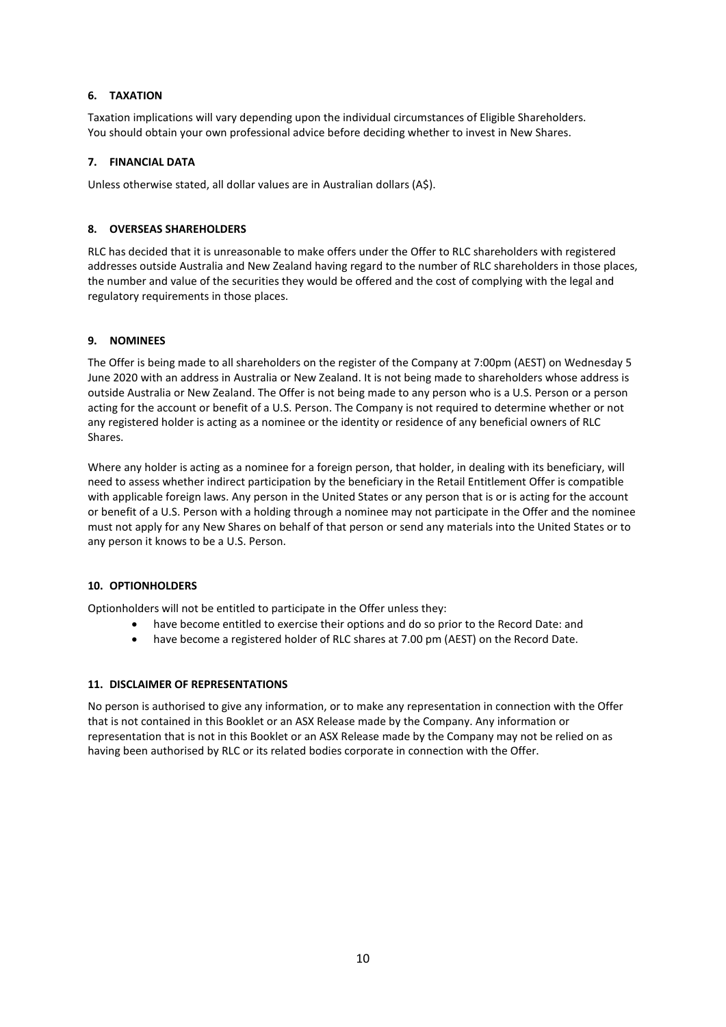## 6. TAXATION

Taxation implications will vary depending upon the individual circumstances of Eligible Shareholders. You should obtain your own professional advice before deciding whether to invest in New Shares.

## 7. FINANCIAL DATA

Unless otherwise stated, all dollar values are in Australian dollars (A$).

## 8. OVERSEAS SHAREHOLDERS

RLC has decided that it is unreasonable to make offers under the Offer to RLC shareholders with registered addresses outside Australia and New Zealand having regard to the number of RLC shareholders in those places, the number and value of the securities they would be offered and the cost of complying with the legal and regulatory requirements in those places.

## 9. NOMINEES

The Offer is being made to all shareholders on the register of the Company at 7:00pm (AEST) on Wednesday 5 June 2020 with an address in Australia or New Zealand. It is not being made to shareholders whose address is outside Australia or New Zealand. The Offer is not being made to any person who is a U.S. Person or a person acting for the account or benefit of a U.S. Person. The Company is not required to determine whether or not any registered holder is acting as a nominee or the identity or residence of any beneficial owners of RLC Shares.

Where any holder is acting as a nominee for a foreign person, that holder, in dealing with its beneficiary, will need to assess whether indirect participation by the beneficiary in the Retail Entitlement Offer is compatible with applicable foreign laws. Any person in the United States or any person that is or is acting for the account or benefit of a U.S. Person with a holding through a nominee may not participate in the Offer and the nominee must not apply for any New Shares on behalf of that person or send any materials into the United States or to any person it knows to be a U.S. Person.

## 10. OPTIONHOLDERS

Optionholders will not be entitled to participate in the Offer unless they:

- have become entitled to exercise their options and do so prior to the Record Date: and
- have become a registered holder of RLC shares at 7.00 pm (AEST) on the Record Date.

## 11. DISCLAIMER OF REPRESENTATIONS

No person is authorised to give any information, or to make any representation in connection with the Offer that is not contained in this Booklet or an ASX Release made by the Company. Any information or representation that is not in this Booklet or an ASX Release made by the Company may not be relied on as having been authorised by RLC or its related bodies corporate in connection with the Offer.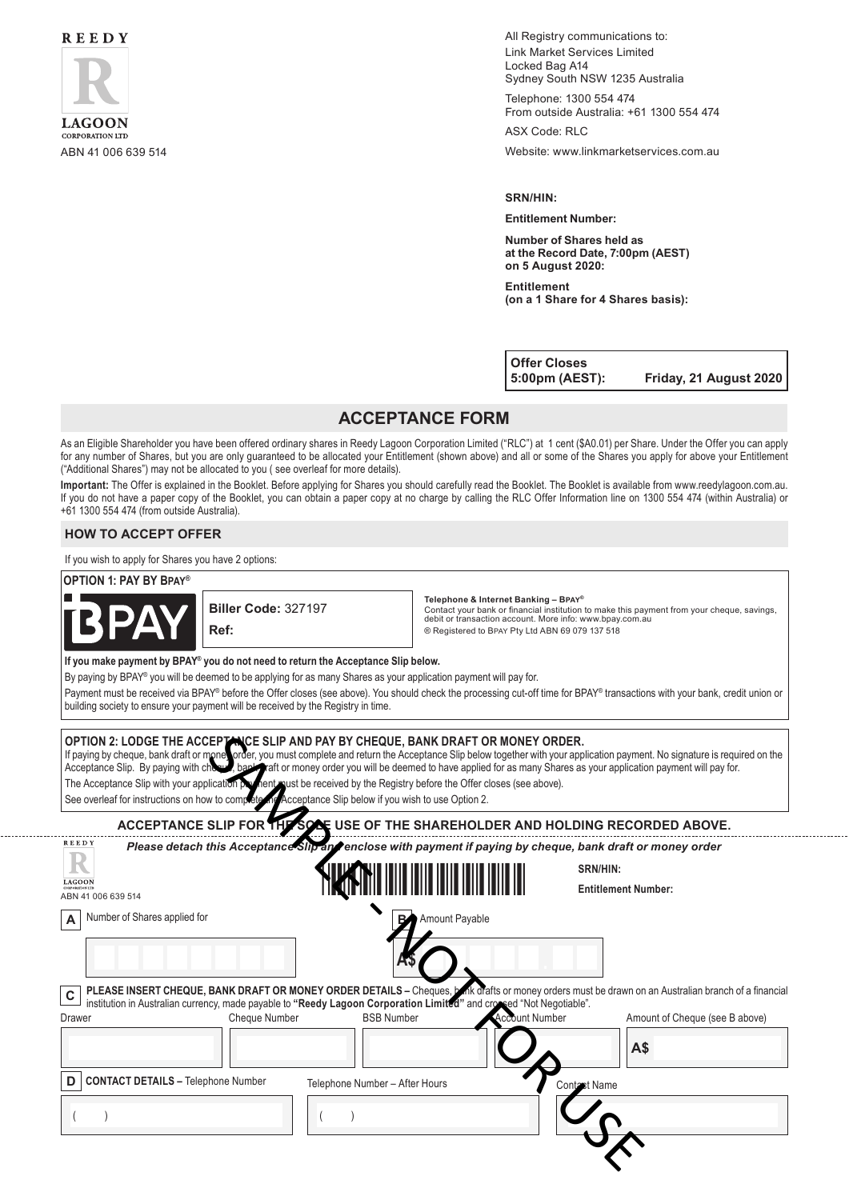**REEDY LAGOON CORPORATION LTD**
ABN 41 006 639 514

All Registry communications to:
Link Market Services Limited
Locked Bag A14
Sydney South NSW 1235 Australia

Telephone: 1300 554 474
From outside Australia: +61 1300 554 474

ASX Code: RLC

Website: www.linkmarketservices.com.au

**SRN/HIN:**

**Entitlement Number:**

**Number of Shares held as at the Record Date, 7:00pm (AEST) on 5 August 2020:**

**Entitlement (on a 1 Share for 4 Shares basis):**

| **Offer Closes 5:00pm (AEST):** | **Friday, 21 August 2020** |
|---|---|

## ACCEPTANCE FORM

As an Eligible Shareholder you have been offered ordinary shares in Reedy Lagoon Corporation Limited ("RLC") at 1 cent ($A0.01) per Share. Under the Offer you can apply for any number of Shares, but you are only guaranteed to be allocated your Entitlement (shown above) and all or some of the Shares you apply for above your Entitlement ("Additional Shares") may not be allocated to you ( see overleaf for more details).

**Important:** The Offer is explained in the Booklet. Before applying for Shares you should carefully read the Booklet. The Booklet is available from www.reedylagoon.com.au. If you do not have a paper copy of the Booklet, you can obtain a paper copy at no charge by calling the RLC Offer Information line on 1300 554 474 (within Australia) or +61 1300 554 474 (from outside Australia).

### HOW TO ACCEPT OFFER

If you wish to apply for Shares you have 2 options:

**OPTION 1: PAY BY BPAY®**

BPAY

**Biller Code:** 327197

**Ref:**

**Telephone & Internet Banking – BPAY®**
Contact your bank or financial institution to make this payment from your cheque, savings, debit or transaction account. More info: www.bpay.com.au
® Registered to BPAY Pty Ltd ABN 69 079 137 518

**If you make payment by BPAY® you do not need to return the Acceptance Slip below.**

By paying by BPAY® you will be deemed to be applying for as many Shares as your application payment will pay for.

Payment must be received via BPAY® before the Offer closes (see above). You should check the processing cut-off time for BPAY® transactions with your bank, credit union or building society to ensure your payment will be received by the Registry in time.

**OPTION 2: LODGE THE ACCEPTANCE SLIP AND PAY BY CHEQUE, BANK DRAFT OR MONEY ORDER.**

If paying by cheque, bank draft or money order, you must complete and return the Acceptance Slip below together with your application payment. No signature is required on the Acceptance Slip. By paying with cheque, bank draft or money order you will be deemed to have applied for as many Shares as your application payment will pay for.

The Acceptance Slip with your application payment must be received by the Registry before the Offer closes (see above).

See overleaf for instructions on how to complete the Acceptance Slip below if you wish to use Option 2.

SAMPLE - NOT FOR USE

**ACCEPTANCE SLIP FOR THE SOLE USE OF THE SHAREHOLDER AND HOLDING RECORDED ABOVE.**

***Please detach this Acceptance Slip and enclose with payment if paying by cheque, bank draft or money order***

REEDY LAGOON CORPORATION LTD
ABN 41 006 639 514

**SRN/HIN:**

**Entitlement Number:**

**A** Number of Shares applied for

**B** Amount Payable
A$ .

**C** **PLEASE INSERT CHEQUE, BANK DRAFT OR MONEY ORDER DETAILS –** Cheques, bank drafts or money orders must be drawn on an Australian branch of a financial institution in Australian currency, made payable to **"Reedy Lagoon Corporation Limited"** and crossed "Not Negotiable".

| Drawer | Cheque Number | BSB Number | Account Number | Amount of Cheque (see B above) |
|---|---|---|---|---|
| | | | | A$ |

**D** **CONTACT DETAILS –** Telephone Number

| Telephone Number | Telephone Number – After Hours | Contact Name |
|---|---|---|
| ( ) | ( ) | |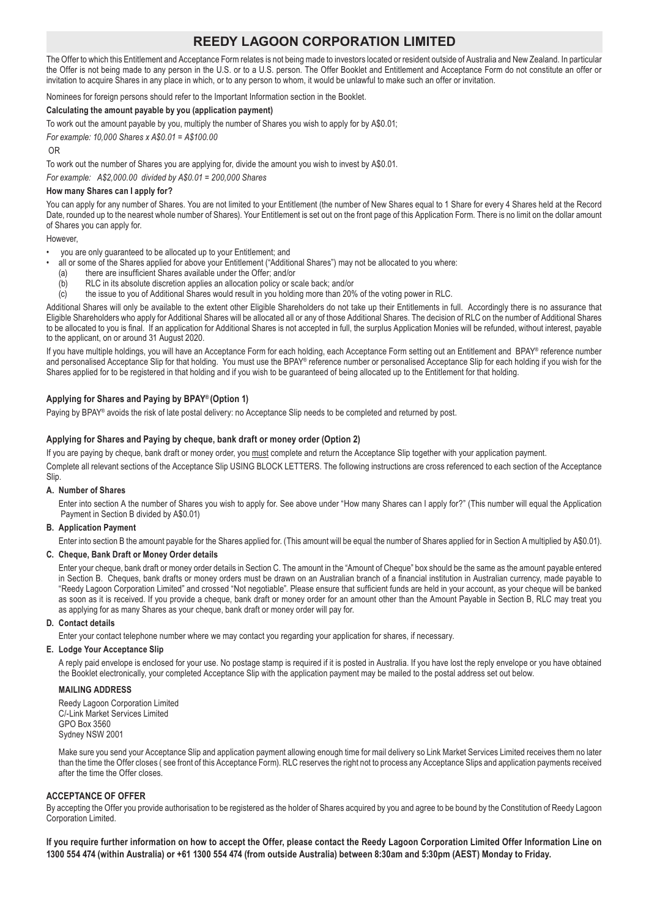# REEDY LAGOON CORPORATION LIMITED

The Offer to which this Entitlement and Acceptance Form relates is not being made to investors located or resident outside of Australia and New Zealand. In particular the Offer is not being made to any person in the U.S. or to a U.S. person. The Offer Booklet and Entitlement and Acceptance Form do not constitute an offer or invitation to acquire Shares in any place in which, or to any person to whom, it would be unlawful to make such an offer or invitation.

Nominees for foreign persons should refer to the Important Information section in the Booklet.

**Calculating the amount payable by you (application payment)**

To work out the amount payable by you, multiply the number of Shares you wish to apply for by A$0.01;

*For example: 10,000 Shares x A$0.01 = A$100.00*

OR

To work out the number of Shares you are applying for, divide the amount you wish to invest by A$0.01.

*For example: A$2,000.00 divided by A$0.01 = 200,000 Shares*

**How many Shares can I apply for?**

You can apply for any number of Shares. You are not limited to your Entitlement (the number of New Shares equal to 1 Share for every 4 Shares held at the Record Date, rounded up to the nearest whole number of Shares). Your Entitlement is set out on the front page of this Application Form. There is no limit on the dollar amount of Shares you can apply for.

However,

- you are only guaranteed to be allocated up to your Entitlement; and
- all or some of the Shares applied for above your Entitlement ("Additional Shares") may not be allocated to you where:
  - (a) there are insufficient Shares available under the Offer; and/or
  - (b) RLC in its absolute discretion applies an allocation policy or scale back; and/or
  - (c) the issue to you of Additional Shares would result in you holding more than 20% of the voting power in RLC.

Additional Shares will only be available to the extent other Eligible Shareholders do not take up their Entitlements in full. Accordingly there is no assurance that Eligible Shareholders who apply for Additional Shares will be allocated all or any of those Additional Shares. The decision of RLC on the number of Additional Shares to be allocated to you is final. If an application for Additional Shares is not accepted in full, the surplus Application Monies will be refunded, without interest, payable to the applicant, on or around 31 August 2020.

If you have multiple holdings, you will have an Acceptance Form for each holding, each Acceptance Form setting out an Entitlement and BPAY® reference number and personalised Acceptance Slip for that holding. You must use the BPAY® reference number or personalised Acceptance Slip for each holding if you wish for the Shares applied for to be registered in that holding and if you wish to be guaranteed of being allocated up to the Entitlement for that holding.

**Applying for Shares and Paying by BPAY® (Option 1)**

Paying by BPAY® avoids the risk of late postal delivery: no Acceptance Slip needs to be completed and returned by post.

**Applying for Shares and Paying by cheque, bank draft or money order (Option 2)**

If you are paying by cheque, bank draft or money order, you must complete and return the Acceptance Slip together with your application payment.

Complete all relevant sections of the Acceptance Slip USING BLOCK LETTERS. The following instructions are cross referenced to each section of the Acceptance Slip.

**A. Number of Shares**

Enter into section A the number of Shares you wish to apply for. See above under "How many Shares can I apply for?" (This number will equal the Application Payment in Section B divided by A$0.01)

**B. Application Payment**

Enter into section B the amount payable for the Shares applied for. (This amount will be equal the number of Shares applied for in Section A multiplied by A$0.01).

**C. Cheque, Bank Draft or Money Order details**

Enter your cheque, bank draft or money order details in Section C. The amount in the "Amount of Cheque" box should be the same as the amount payable entered in Section B. Cheques, bank drafts or money orders must be drawn on an Australian branch of a financial institution in Australian currency, made payable to "Reedy Lagoon Corporation Limited" and crossed "Not negotiable". Please ensure that sufficient funds are held in your account, as your cheque will be banked as soon as it is received. If you provide a cheque, bank draft or money order for an amount other than the Amount Payable in Section B, RLC may treat you as applying for as many Shares as your cheque, bank draft or money order will pay for.

**D. Contact details**

Enter your contact telephone number where we may contact you regarding your application for shares, if necessary.

**E. Lodge Your Acceptance Slip**

A reply paid envelope is enclosed for your use. No postage stamp is required if it is posted in Australia. If you have lost the reply envelope or you have obtained the Booklet electronically, your completed Acceptance Slip with the application payment may be mailed to the postal address set out below.

**MAILING ADDRESS**

Reedy Lagoon Corporation Limited
C/-Link Market Services Limited
GPO Box 3560
Sydney NSW 2001

Make sure you send your Acceptance Slip and application payment allowing enough time for mail delivery so Link Market Services Limited receives them no later than the time the Offer closes ( see front of this Acceptance Form). RLC reserves the right not to process any Acceptance Slips and application payments received after the time the Offer closes.

**ACCEPTANCE OF OFFER**

By accepting the Offer you provide authorisation to be registered as the holder of Shares acquired by you and agree to be bound by the Constitution of Reedy Lagoon Corporation Limited.

**If you require further information on how to accept the Offer, please contact the Reedy Lagoon Corporation Limited Offer Information Line on 1300 554 474 (within Australia) or +61 1300 554 474 (from outside Australia) between 8:30am and 5:30pm (AEST) Monday to Friday.**